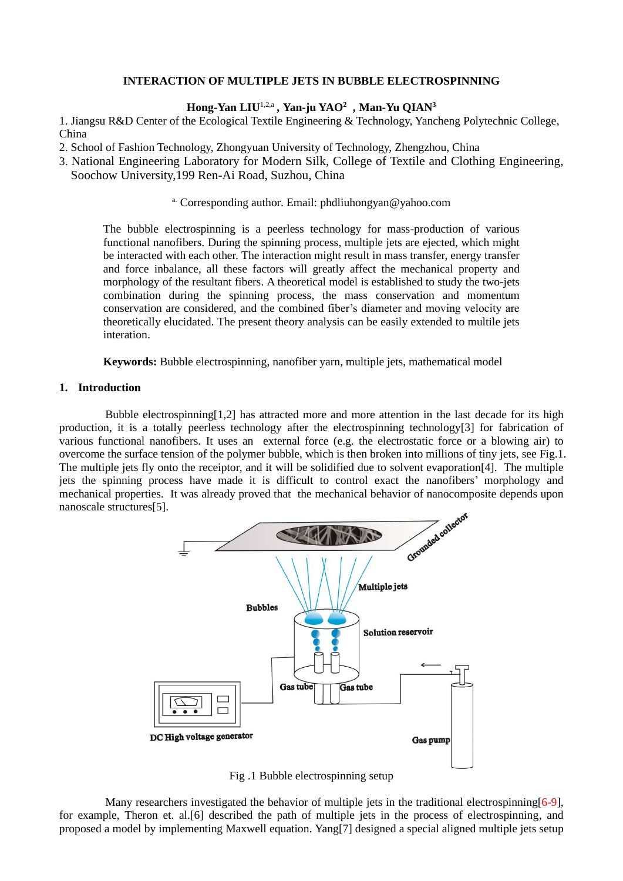# INTERACTION OF MULTIPLE JETS IN BUBBLE ELECTROSPINNING

**Hong-Yan LIU[1,2,a] , Yan-ju YAO[2] , Man-Yu QIAN[3]**

1. Jiangsu R&D Center of the Ecological Textile Engineering & Technology, Yancheng Polytechnic College, China
2. School of Fashion Technology, Zhongyuan University of Technology, Zhengzhou, China
3. National Engineering Laboratory for Modern Silk, College of Textile and Clothing Engineering, Soochow University,199 Ren-Ai Road, Suzhou, China

[a] Corresponding author. Email: phdliuhongyan@yahoo.com

The bubble electrospinning is a peerless technology for mass-production of various functional nanofibers. During the spinning process, multiple jets are ejected, which might be interacted with each other. The interaction might result in mass transfer, energy transfer and force inbalance, all these factors will greatly affect the mechanical property and morphology of the resultant fibers. A theoretical model is established to study the two-jets combination during the spinning process, the mass conservation and momentum conservation are considered, and the combined fiber's diameter and moving velocity are theoretically elucidated. The present theory analysis can be easily extended to multile jets interation.

**Keywords:** Bubble electrospinning, nanofiber yarn, multiple jets, mathematical model

## 1. Introduction

Bubble electrospinning[1,2] has attracted more and more attention in the last decade for its high production, it is a totally peerless technology after the electrospinning technology[3] for fabrication of various functional nanofibers. It uses an external force (e.g. the electrostatic force or a blowing air) to overcome the surface tension of the polymer bubble, which is then broken into millions of tiny jets, see Fig.1. The multiple jets fly onto the receiptor, and it will be solidified due to solvent evaporation[4]. The multiple jets the spinning process have made it is difficult to control exact the nanofibers' morphology and mechanical properties. It was already proved that the mechanical behavior of nanocomposite depends upon nanoscale structures[5].

Fig .1 Bubble electrospinning setup

Many researchers investigated the behavior of multiple jets in the traditional electrospinning[6-9], for example, Theron et. al.[6] described the path of multiple jets in the process of electrospinning, and proposed a model by implementing Maxwell equation. Yang[7] designed a special aligned multiple jets setup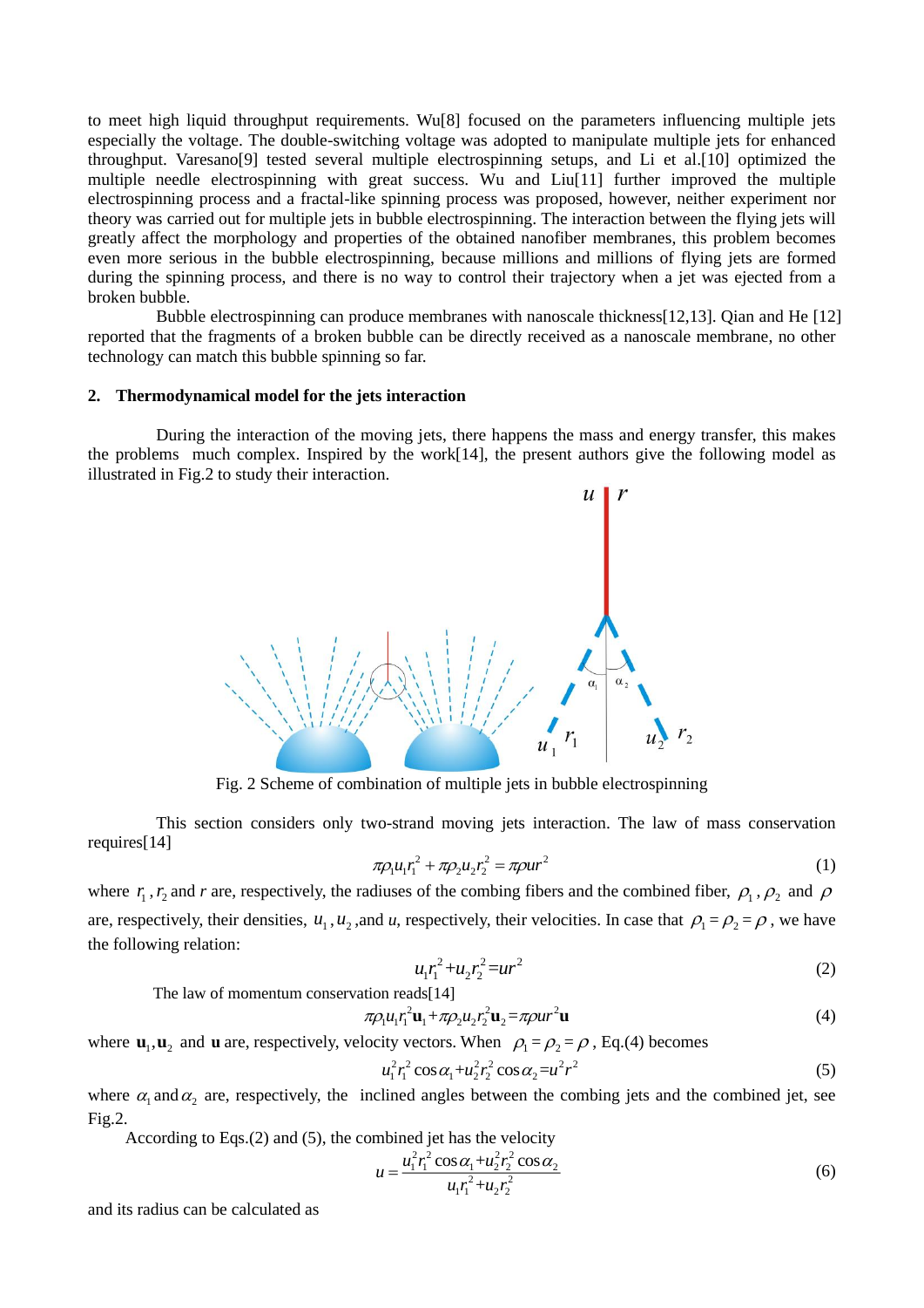to meet high liquid throughput requirements. Wu[8] focused on the parameters influencing multiple jets especially the voltage. The double-switching voltage was adopted to manipulate multiple jets for enhanced throughput. Varesano[9] tested several multiple electrospinning setups, and Li et al.[10] optimized the multiple needle electrospinning with great success. Wu and Liu[11] further improved the multiple electrospinning process and a fractal-like spinning process was proposed, however, neither experiment nor theory was carried out for multiple jets in bubble electrospinning. The interaction between the flying jets will greatly affect the morphology and properties of the obtained nanofiber membranes, this problem becomes even more serious in the bubble electrospinning, because millions and millions of flying jets are formed during the spinning process, and there is no way to control their trajectory when a jet was ejected from a broken bubble.

Bubble electrospinning can produce membranes with nanoscale thickness[12,13]. Qian and He [12] reported that the fragments of a broken bubble can be directly received as a nanoscale membrane, no other technology can match this bubble spinning so far.

## 2. Thermodynamical model for the jets interaction

During the interaction of the moving jets, there happens the mass and energy transfer, this makes the problems much complex. Inspired by the work[14], the present authors give the following model as illustrated in Fig.2 to study their interaction.

Fig. 2 Scheme of combination of multiple jets in bubble electrospinning

This section considers only two-strand moving jets interaction. The law of mass conservation requires[14]

$$\pi\rho_1 u_1 r_1^2 + \pi\rho_2 u_2 r_2^2 = \pi\rho u r^2 \tag{1}$$

where $r_1$, $r_2$ and $r$ are, respectively, the radiuses of the combing fibers and the combined fiber, $\rho_1$, $\rho_2$ and $\rho$ are, respectively, their densities, $u_1$, $u_2$, and $u$, respectively, their velocities. In case that $\rho_1 = \rho_2 = \rho$, we have the following relation:

$$u_1 r_1^2 + u_2 r_2^2 = u r^2 \tag{2}$$

The law of momentum conservation reads[14]

$$\pi\rho_1 u_1 r_1^2 \mathbf{u}_1 + \pi\rho_2 u_2 r_2^2 \mathbf{u}_2 = \pi\rho u r^2 \mathbf{u} \tag{4}$$

where $\mathbf{u}_1, \mathbf{u}_2$ and $\mathbf{u}$ are, respectively, velocity vectors. When $\rho_1 = \rho_2 = \rho$, Eq.(4) becomes

$$u_1^2 r_1^2 \cos\alpha_1 + u_2^2 r_2^2 \cos\alpha_2 = u^2 r^2 \tag{5}$$

where $\alpha_1$ and $\alpha_2$ are, respectively, the inclined angles between the combing jets and the combined jet, see Fig.2.

According to Eqs.(2) and (5), the combined jet has the velocity

$$u = \frac{u_1^2 r_1^2 \cos\alpha_1 + u_2^2 r_2^2 \cos\alpha_2}{u_1 r_1^2 + u_2 r_2^2} \tag{6}$$

and its radius can be calculated as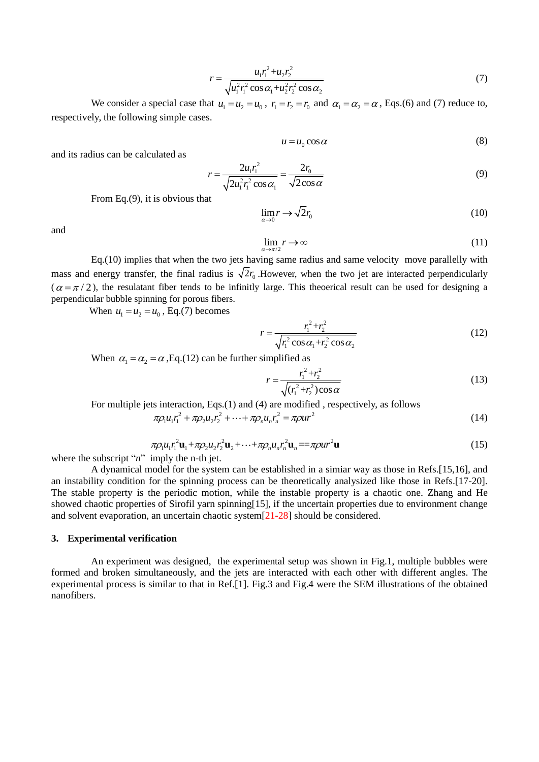$$r = \frac{u_1 r_1^2 + u_2 r_2^2}{\sqrt{u_1^2 r_1^2 \cos\alpha_1 + u_2^2 r_2^2 \cos\alpha_2}} \tag{7}$$

We consider a special case that $u_1 = u_2 = u_0$, $r_1 = r_2 = r_0$ and $\alpha_1 = \alpha_2 = \alpha$, Eqs.(6) and (7) reduce to, respectively, the following simple cases.

$$u = u_0 \cos\alpha \tag{8}$$

and its radius can be calculated as

$$r = \frac{2u_1 r_1^2}{\sqrt{2u_1^2 r_1^2 \cos\alpha_1}} = \frac{2r_0}{\sqrt{2\cos\alpha}} \tag{9}$$

From Eq.(9), it is obvious that

$$\lim_{\alpha \to 0} r \to \sqrt{2} r_0 \tag{10}$$

and

$$\lim_{\alpha \to \pi/2} r \to \infty \tag{11}$$

Eq.(10) implies that when the two jets having same radius and same velocity move parallelly with mass and energy transfer, the final radius is $\sqrt{2} r_0$ .However, when the two jet are interacted perpendicularly ($\alpha = \pi/2$), the resulatant fiber tends to be infinitly large. This theoerical result can be used for designing a perpendicular bubble spinning for porous fibers.

When $u_1 = u_2 = u_0$, Eq.(7) becomes

$$r = \frac{r_1^2 + r_2^2}{\sqrt{r_1^2 \cos\alpha_1 + r_2^2 \cos\alpha_2}} \tag{12}$$

When $\alpha_1 = \alpha_2 = \alpha$ ,Eq.(12) can be further simplified as

$$r = \frac{r_1^2 + r_2^2}{\sqrt{(r_1^2 + r_2^2)\cos\alpha}} \tag{13}$$

For multiple jets interaction, Eqs.(1) and (4) are modified , respectively, as follows

$$\pi\rho_1 u_1 r_1^2 + \pi\rho_2 u_2 r_2^2 + \cdots + \pi\rho_n u_n r_n^2 = \pi\rho u r^2 \tag{14}$$

$$\pi\rho_1 u_1 r_1^2 \mathbf{u}_1 + \pi\rho_2 u_2 r_2^2 \mathbf{u}_2 + \cdots + \pi\rho_n u_n r_n^2 \mathbf{u}_n == \pi\rho u r^2 \mathbf{u} \tag{15}$$

where the subscript "*n*" imply the n-th jet.

A dynamical model for the system can be established in a simiar way as those in Refs.[15,16], and an instability condition for the spinning process can be theoretically analysized like those in Refs.[17-20]. The stable property is the periodic motion, while the instable property is a chaotic one. Zhang and He showed chaotic properties of Sirofil yarn spinning[15], if the uncertain properties due to environment change and solvent evaporation, an uncertain chaotic system[21-28] should be considered.

## 3. Experimental verification

An experiment was designed, the experimental setup was shown in Fig.1, multiple bubbles were formed and broken simultaneously, and the jets are interacted with each other with different angles. The experimental process is similar to that in Ref.[1]. Fig.3 and Fig.4 were the SEM illustrations of the obtained nanofibers.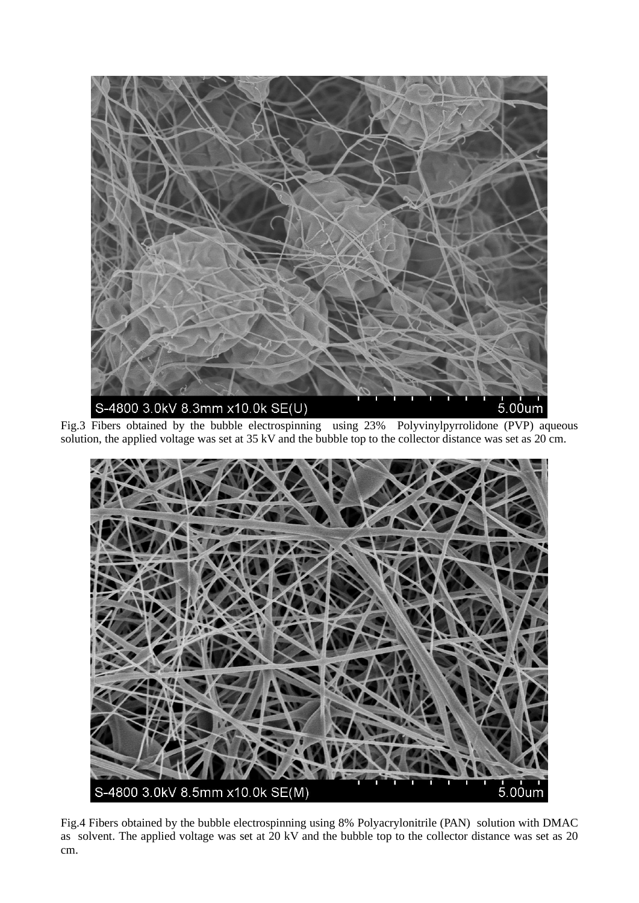Fig.3 Fibers obtained by the bubble electrospinning using 23% Polyvinylpyrrolidone (PVP) aqueous solution, the applied voltage was set at 35 kV and the bubble top to the collector distance was set as 20 cm.

Fig.4 Fibers obtained by the bubble electrospinning using 8% Polyacrylonitrile (PAN) solution with DMAC as solvent. The applied voltage was set at 20 kV and the bubble top to the collector distance was set as 20 cm.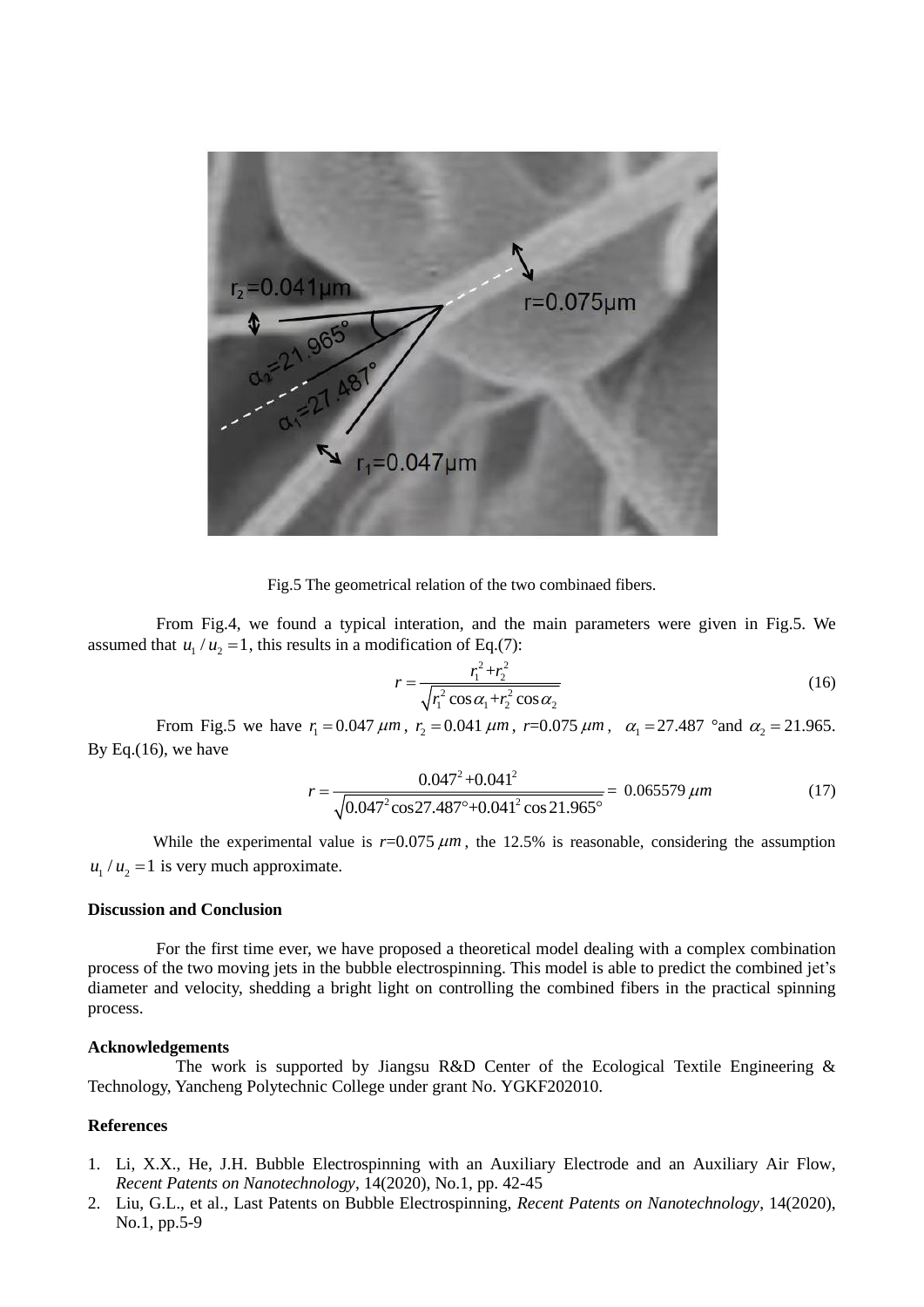Fig.5 The geometrical relation of the two combinaed fibers.

From Fig.4, we found a typical interation, and the main parameters were given in Fig.5. We assumed that $u_1/u_2 = 1$, this results in a modification of Eq.(7):

$$r = \frac{r_1^2 + r_2^2}{\sqrt{r_1^2 \cos\alpha_1 + r_2^2 \cos\alpha_2}} \tag{16}$$

From Fig.5 we have $r_1 = 0.047\,\mu m$, $r_2 = 0.041\,\mu m$, $r$=0.075 $\mu m$, $\alpha_1 = 27.487$ °and $\alpha_2 = 21.965$. By Eq.(16), we have

$$r = \frac{0.047^2 + 0.041^2}{\sqrt{0.047^2 \cos 27.487° + 0.041^2 \cos 21.965°}} = 0.065579\,\mu m \tag{17}$$

While the experimental value is $r$=0.075 $\mu m$, the 12.5% is reasonable, considering the assumption $u_1/u_2 = 1$ is very much approximate.

**Discussion and Conclusion**

For the first time ever, we have proposed a theoretical model dealing with a complex combination process of the two moving jets in the bubble electrospinning. This model is able to predict the combined jet's diameter and velocity, shedding a bright light on controlling the combined fibers in the practical spinning process.

**Acknowledgements**

The work is supported by Jiangsu R&D Center of the Ecological Textile Engineering & Technology, Yancheng Polytechnic College under grant No. YGKF202010.

**References**

1. Li, X.X., He, J.H. Bubble Electrospinning with an Auxiliary Electrode and an Auxiliary Air Flow, *Recent Patents on Nanotechnology*, 14(2020), No.1, pp. 42-45
2. Liu, G.L., et al., Last Patents on Bubble Electrospinning, *Recent Patents on Nanotechnology*, 14(2020), No.1, pp.5-9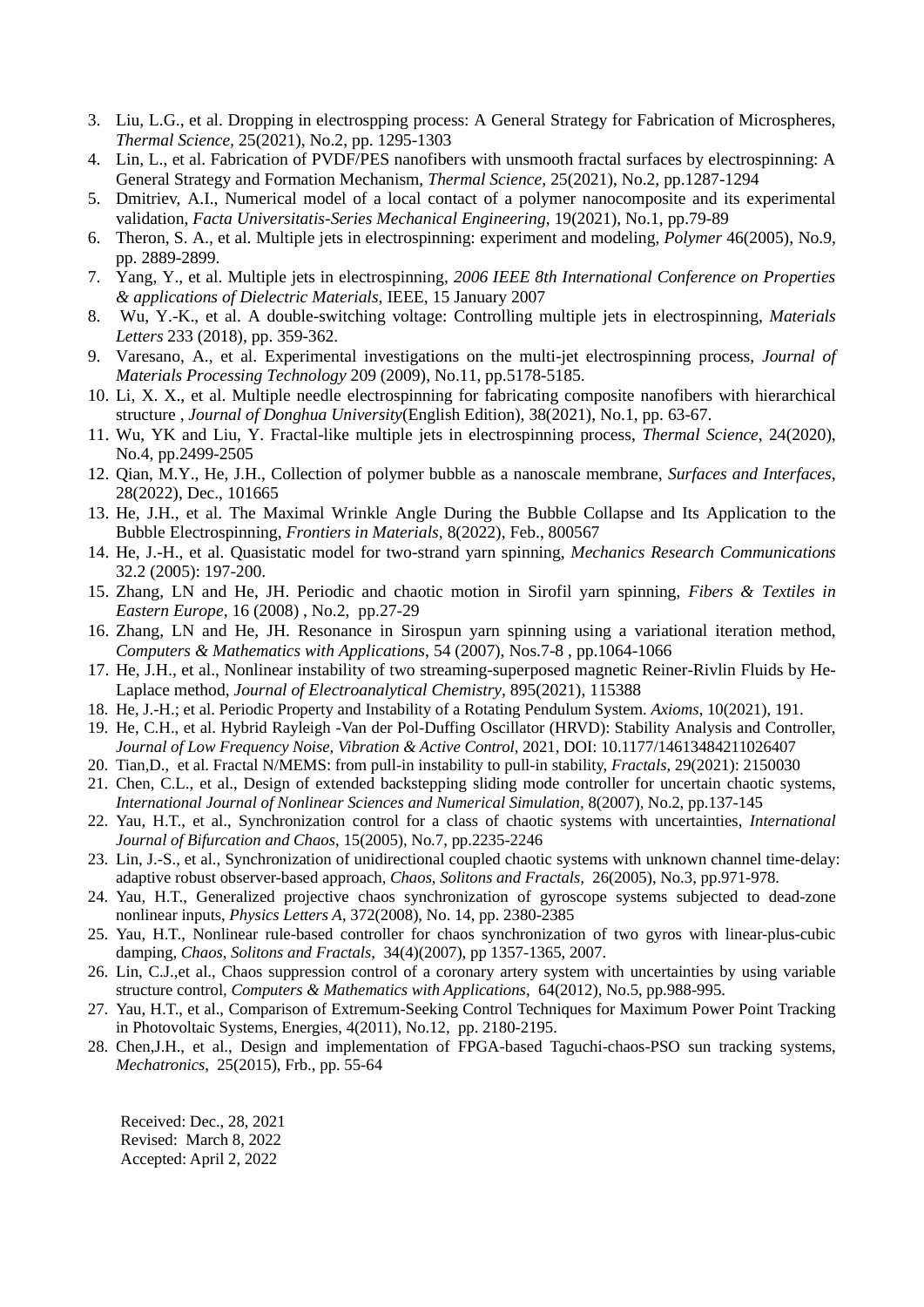3. Liu, L.G., et al. Dropping in electrospping process: A General Strategy for Fabrication of Microspheres, *Thermal Science*, 25(2021), No.2, pp. 1295-1303
4. Lin, L., et al. Fabrication of PVDF/PES nanofibers with unsmooth fractal surfaces by electrospinning: A General Strategy and Formation Mechanism, *Thermal Science*, 25(2021), No.2, pp.1287-1294
5. Dmitriev, A.I., Numerical model of a local contact of a polymer nanocomposite and its experimental validation, *Facta Universitatis-Series Mechanical Engineering*, 19(2021), No.1, pp.79-89
6. Theron, S. A., et al. Multiple jets in electrospinning: experiment and modeling, *Polymer* 46(2005), No.9, pp. 2889-2899.
7. Yang, Y., et al. Multiple jets in electrospinning, *2006 IEEE 8th International Conference on Properties & applications of Dielectric Materials*, IEEE, 15 January 2007
8. Wu, Y.-K., et al. A double-switching voltage: Controlling multiple jets in electrospinning, *Materials Letters* 233 (2018), pp. 359-362.
9. Varesano, A., et al. Experimental investigations on the multi-jet electrospinning process, *Journal of Materials Processing Technology* 209 (2009), No.11, pp.5178-5185.
10. Li, X. X., et al. Multiple needle electrospinning for fabricating composite nanofibers with hierarchical structure , *Journal of Donghua University*(English Edition), 38(2021), No.1, pp. 63-67.
11. Wu, YK and Liu, Y. Fractal-like multiple jets in electrospinning process, *Thermal Science*, 24(2020), No.4, pp.2499-2505
12. Qian, M.Y., He, J.H., Collection of polymer bubble as a nanoscale membrane, *Surfaces and Interfaces*, 28(2022), Dec., 101665
13. He, J.H., et al. The Maximal Wrinkle Angle During the Bubble Collapse and Its Application to the Bubble Electrospinning, *Frontiers in Materials*, 8(2022), Feb., 800567
14. He, J.-H., et al. Quasistatic model for two-strand yarn spinning, *Mechanics Research Communications* 32.2 (2005): 197-200.
15. Zhang, LN and He, JH. Periodic and chaotic motion in Sirofil yarn spinning, *Fibers & Textiles in Eastern Europe*, 16 (2008) , No.2, pp.27-29
16. Zhang, LN and He, JH. Resonance in Sirospun yarn spinning using a variational iteration method, *Computers & Mathematics with Applications*, 54 (2007), Nos.7-8 , pp.1064-1066
17. He, J.H., et al., Nonlinear instability of two streaming-superposed magnetic Reiner-Rivlin Fluids by He-Laplace method, *Journal of Electroanalytical Chemistry*, 895(2021), 115388
18. He, J.-H.; et al. Periodic Property and Instability of a Rotating Pendulum System. *Axioms*, 10(2021), 191.
19. He, C.H., et al. Hybrid Rayleigh -Van der Pol-Duffing Oscillator (HRVD): Stability Analysis and Controller, *Journal of Low Frequency Noise, Vibration & Active Control*, 2021, DOI: 10.1177/14613484211026407
20. Tian,D., et al. Fractal N/MEMS: from pull-in instability to pull-in stability, *Fractals*, 29(2021): 2150030
21. Chen, C.L., et al., Design of extended backstepping sliding mode controller for uncertain chaotic systems, *International Journal of Nonlinear Sciences and Numerical Simulation*, 8(2007), No.2, pp.137-145
22. Yau, H.T., et al., Synchronization control for a class of chaotic systems with uncertainties, *International Journal of Bifurcation and Chaos*, 15(2005), No.7, pp.2235-2246
23. Lin, J.-S., et al., Synchronization of unidirectional coupled chaotic systems with unknown channel time-delay: adaptive robust observer-based approach, *Chaos, Solitons and Fractals*, 26(2005), No.3, pp.971-978.
24. Yau, H.T., Generalized projective chaos synchronization of gyroscope systems subjected to dead-zone nonlinear inputs, *Physics Letters A*, 372(2008), No. 14, pp. 2380-2385
25. Yau, H.T., Nonlinear rule-based controller for chaos synchronization of two gyros with linear-plus-cubic damping, *Chaos, Solitons and Fractals*, 34(4)(2007), pp 1357-1365, 2007.
26. Lin, C.J.,et al., Chaos suppression control of a coronary artery system with uncertainties by using variable structure control, *Computers & Mathematics with Applications*, 64(2012), No.5, pp.988-995.
27. Yau, H.T., et al., Comparison of Extremum-Seeking Control Techniques for Maximum Power Point Tracking in Photovoltaic Systems, Energies, 4(2011), No.12, pp. 2180-2195.
28. Chen,J.H., et al., Design and implementation of FPGA-based Taguchi-chaos-PSO sun tracking systems, *Mechatronics*, 25(2015), Frb., pp. 55-64

Received: Dec., 28, 2021
Revised: March 8, 2022
Accepted: April 2, 2022